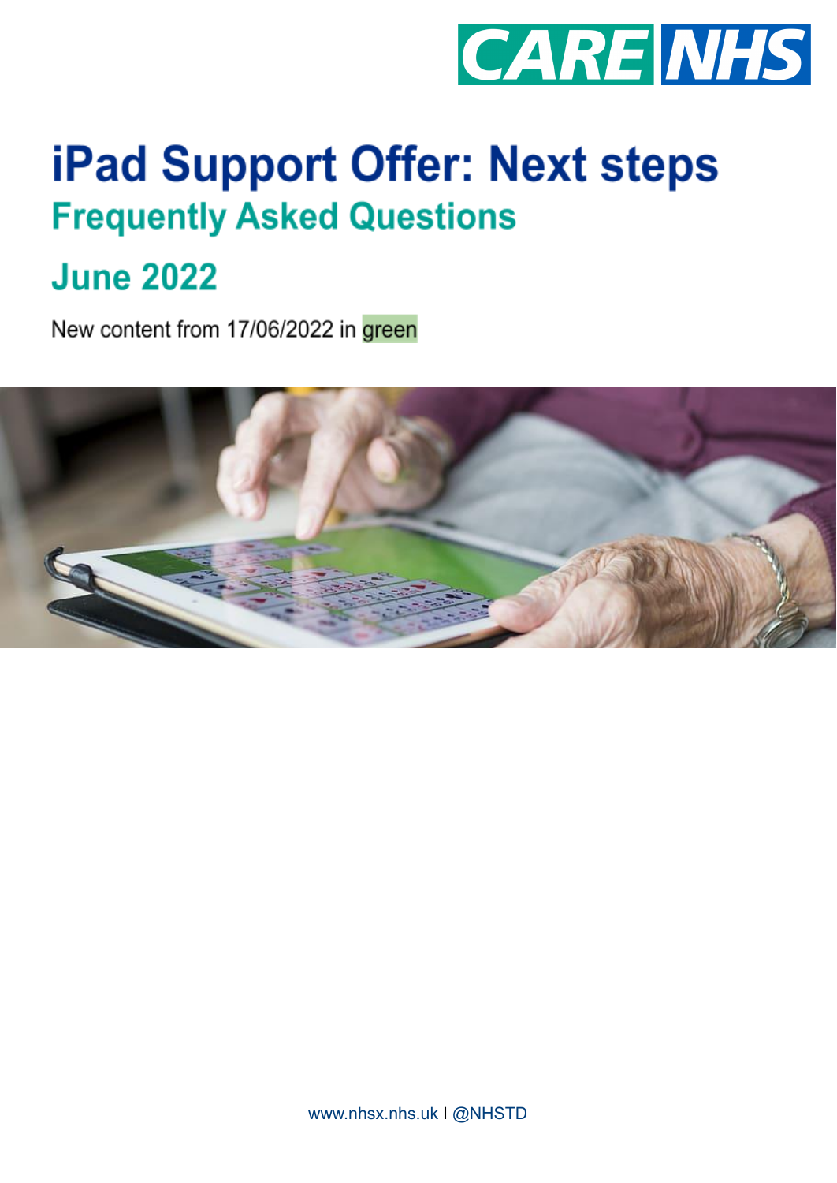CARE NHS

# iPad Support Offer: Next steps

## Frequently Asked Questions

## June 2022

New content from 17/06/2022 in green

www.nhsx.nhs.uk I @NHSTD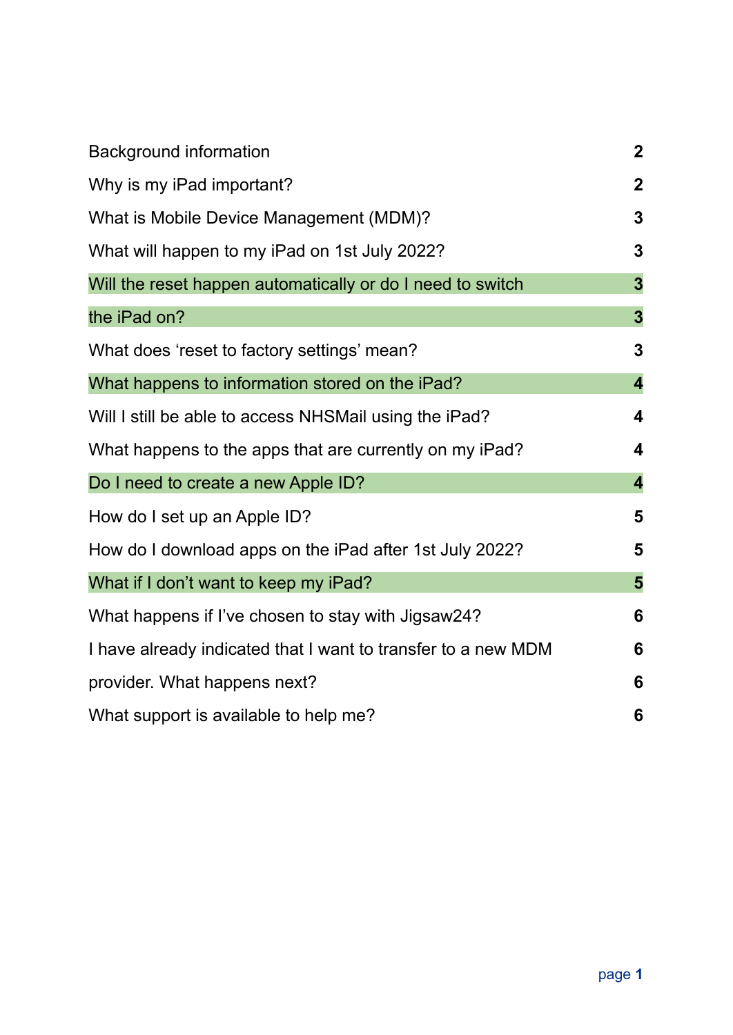| | |
|---|---|
| Background information | **2** |
| Why is my iPad important? | **2** |
| What is Mobile Device Management (MDM)? | **3** |
| What will happen to my iPad on 1st July 2022? | **3** |
| Will the reset happen automatically or do I need to switch the iPad on? | **3** |
| What does 'reset to factory settings' mean? | **3** |
| What happens to information stored on the iPad? | **4** |
| Will I still be able to access NHSMail using the iPad? | **4** |
| What happens to the apps that are currently on my iPad? | **4** |
| Do I need to create a new Apple ID? | **4** |
| How do I set up an Apple ID? | **5** |
| How do I download apps on the iPad after 1st July 2022? | **5** |
| What if I don't want to keep my iPad? | **5** |
| What happens if I've chosen to stay with Jigsaw24? | **6** |
| I have already indicated that I want to transfer to a new MDM provider. What happens next? | **6** |
| What support is available to help me? | **6** |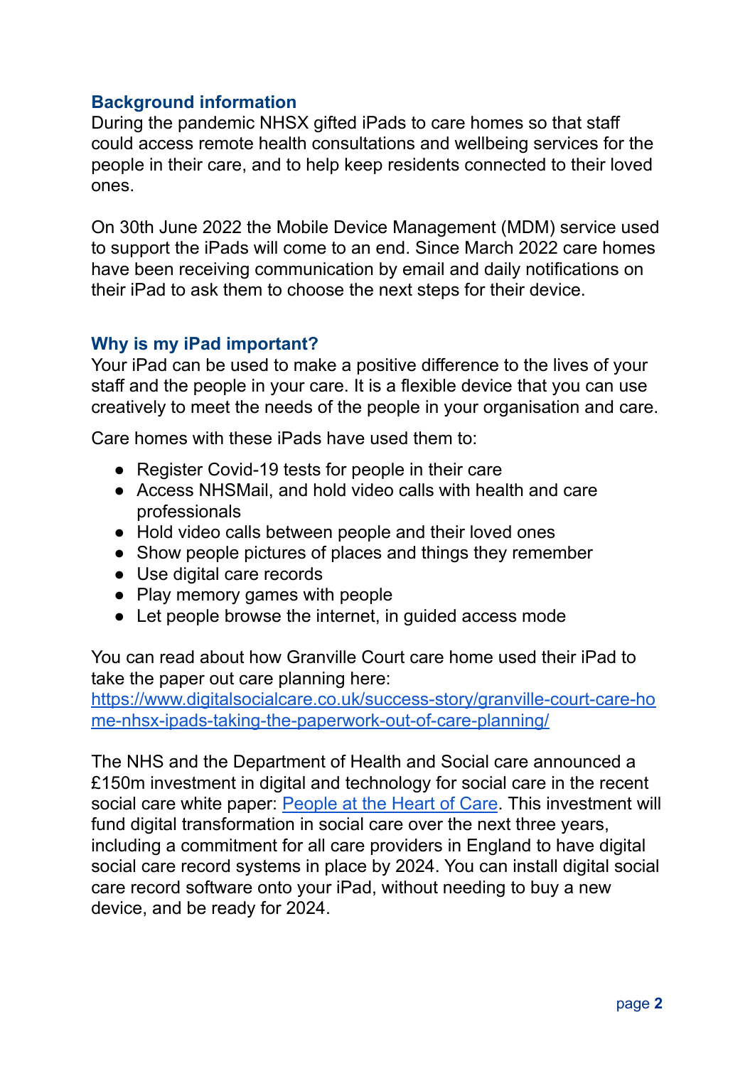## Background information

During the pandemic NHSX gifted iPads to care homes so that staff could access remote health consultations and wellbeing services for the people in their care, and to help keep residents connected to their loved ones.

On 30th June 2022 the Mobile Device Management (MDM) service used to support the iPads will come to an end. Since March 2022 care homes have been receiving communication by email and daily notifications on their iPad to ask them to choose the next steps for their device.

## Why is my iPad important?

Your iPad can be used to make a positive difference to the lives of your staff and the people in your care. It is a flexible device that you can use creatively to meet the needs of the people in your organisation and care.

Care homes with these iPads have used them to:

- Register Covid-19 tests for people in their care
- Access NHSMail, and hold video calls with health and care professionals
- Hold video calls between people and their loved ones
- Show people pictures of places and things they remember
- Use digital care records
- Play memory games with people
- Let people browse the internet, in guided access mode

You can read about how Granville Court care home used their iPad to take the paper out care planning here: [https://www.digitalsocialcare.co.uk/success-story/granville-court-care-home-nhsx-ipads-taking-the-paperwork-out-of-care-planning/](https://www.digitalsocialcare.co.uk/success-story/granville-court-care-home-nhsx-ipads-taking-the-paperwork-out-of-care-planning/)

The NHS and the Department of Health and Social care announced a £150m investment in digital and technology for social care in the recent social care white paper: [People at the Heart of Care](). This investment will fund digital transformation in social care over the next three years, including a commitment for all care providers in England to have digital social care record systems in place by 2024. You can install digital social care record software onto your iPad, without needing to buy a new device, and be ready for 2024.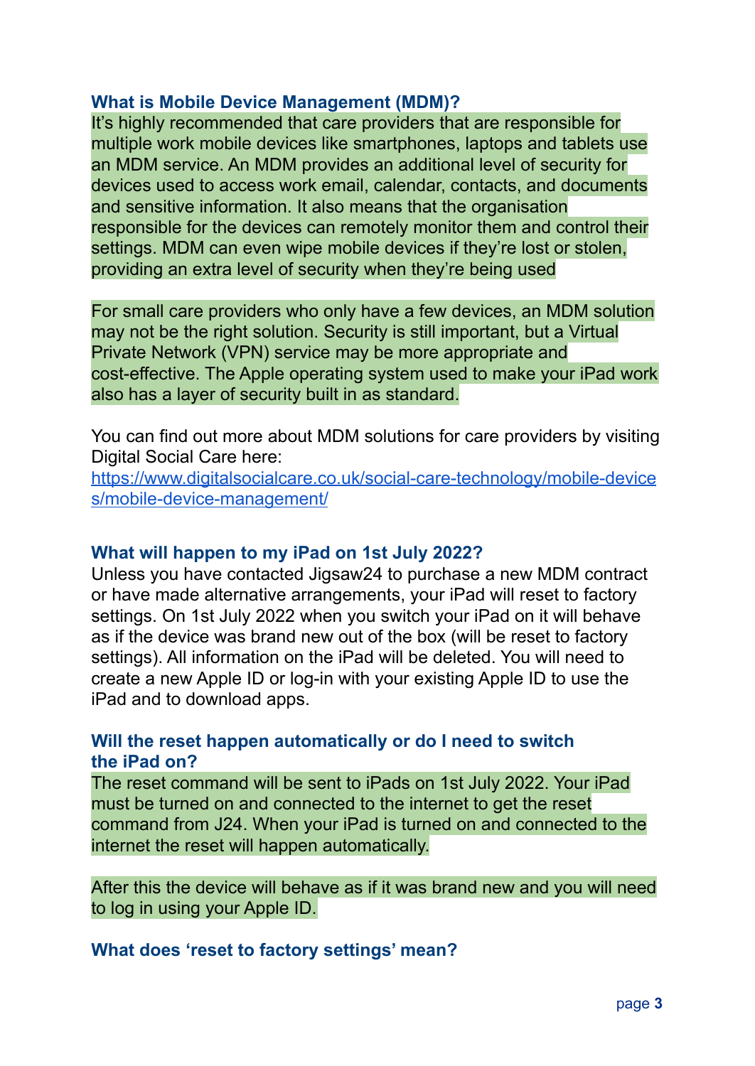### What is Mobile Device Management (MDM)?

It's highly recommended that care providers that are responsible for multiple work mobile devices like smartphones, laptops and tablets use an MDM service. An MDM provides an additional level of security for devices used to access work email, calendar, contacts, and documents and sensitive information. It also means that the organisation responsible for the devices can remotely monitor them and control their settings. MDM can even wipe mobile devices if they're lost or stolen, providing an extra level of security when they're being used

For small care providers who only have a few devices, an MDM solution may not be the right solution. Security is still important, but a Virtual Private Network (VPN) service may be more appropriate and cost-effective. The Apple operating system used to make your iPad work also has a layer of security built in as standard.

You can find out more about MDM solutions for care providers by visiting Digital Social Care here:
[https://www.digitalsocialcare.co.uk/social-care-technology/mobile-devices/mobile-device-management/](https://www.digitalsocialcare.co.uk/social-care-technology/mobile-devices/mobile-device-management/)

### What will happen to my iPad on 1st July 2022?

Unless you have contacted Jigsaw24 to purchase a new MDM contract or have made alternative arrangements, your iPad will reset to factory settings. On 1st July 2022 when you switch your iPad on it will behave as if the device was brand new out of the box (will be reset to factory settings). All information on the iPad will be deleted. You will need to create a new Apple ID or log-in with your existing Apple ID to use the iPad and to download apps.

### Will the reset happen automatically or do I need to switch the iPad on?

The reset command will be sent to iPads on 1st July 2022. Your iPad must be turned on and connected to the internet to get the reset command from J24. When your iPad is turned on and connected to the internet the reset will happen automatically.

After this the device will behave as if it was brand new and you will need to log in using your Apple ID.

### What does 'reset to factory settings' mean?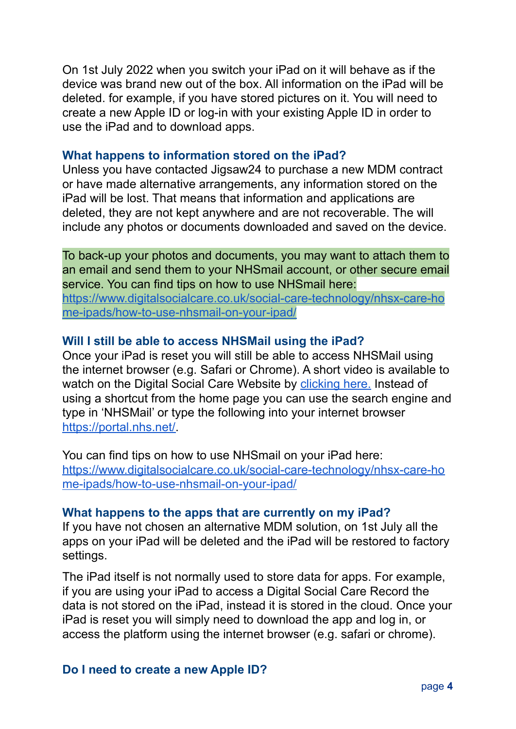On 1st July 2022 when you switch your iPad on it will behave as if the device was brand new out of the box. All information on the iPad will be deleted. for example, if you have stored pictures on it. You will need to create a new Apple ID or log-in with your existing Apple ID in order to use the iPad and to download apps.

### What happens to information stored on the iPad?

Unless you have contacted Jigsaw24 to purchase a new MDM contract or have made alternative arrangements, any information stored on the iPad will be lost. That means that information and applications are deleted, they are not kept anywhere and are not recoverable. The will include any photos or documents downloaded and saved on the device.

To back-up your photos and documents, you may want to attach them to an email and send them to your NHSmail account, or other secure email service. You can find tips on how to use NHSmail here: [https://www.digitalsocialcare.co.uk/social-care-technology/nhsx-care-home-ipads/how-to-use-nhsmail-on-your-ipad/](https://www.digitalsocialcare.co.uk/social-care-technology/nhsx-care-home-ipads/how-to-use-nhsmail-on-your-ipad/)

### Will I still be able to access NHSMail using the iPad?

Once your iPad is reset you will still be able to access NHSMail using the internet browser (e.g. Safari or Chrome). A short video is available to watch on the Digital Social Care Website by clicking here. Instead of using a shortcut from the home page you can use the search engine and type in 'NHSMail' or type the following into your internet browser [https://portal.nhs.net/](https://portal.nhs.net/).

You can find tips on how to use NHSmail on your iPad here: [https://www.digitalsocialcare.co.uk/social-care-technology/nhsx-care-home-ipads/how-to-use-nhsmail-on-your-ipad/](https://www.digitalsocialcare.co.uk/social-care-technology/nhsx-care-home-ipads/how-to-use-nhsmail-on-your-ipad/)

### What happens to the apps that are currently on my iPad?

If you have not chosen an alternative MDM solution, on 1st July all the apps on your iPad will be deleted and the iPad will be restored to factory settings.

The iPad itself is not normally used to store data for apps. For example, if you are using your iPad to access a Digital Social Care Record the data is not stored on the iPad, instead it is stored in the cloud. Once your iPad is reset you will simply need to download the app and log in, or access the platform using the internet browser (e.g. safari or chrome).

### Do I need to create a new Apple ID?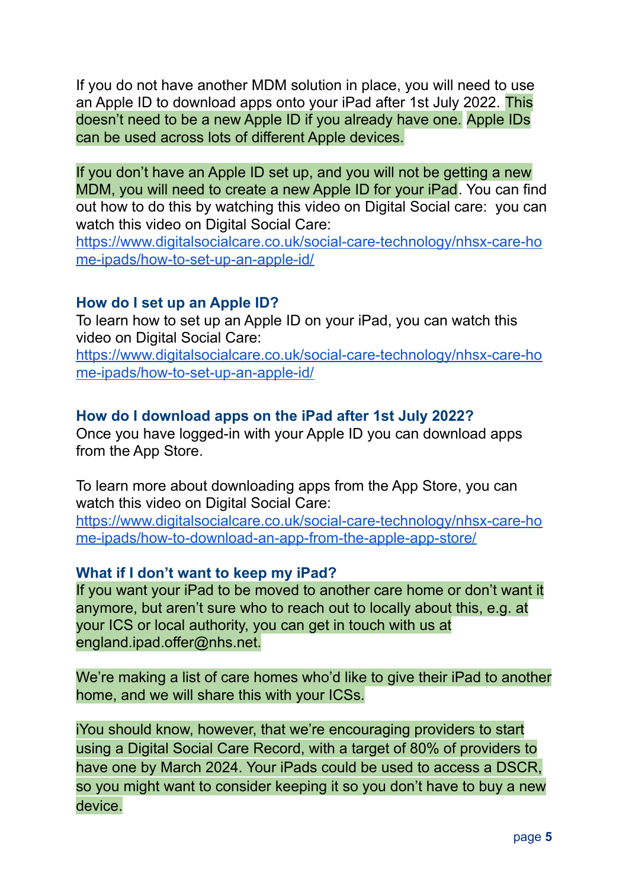If you do not have another MDM solution in place, you will need to use an Apple ID to download apps onto your iPad after 1st July 2022. This doesn't need to be a new Apple ID if you already have one. Apple IDs can be used across lots of different Apple devices.

If you don't have an Apple ID set up, and you will not be getting a new MDM, you will need to create a new Apple ID for your iPad. You can find out how to do this by watching this video on Digital Social care: you can watch this video on Digital Social Care: [https://www.digitalsocialcare.co.uk/social-care-technology/nhsx-care-home-ipads/how-to-set-up-an-apple-id/](https://www.digitalsocialcare.co.uk/social-care-technology/nhsx-care-home-ipads/how-to-set-up-an-apple-id/)

### How do I set up an Apple ID?

To learn how to set up an Apple ID on your iPad, you can watch this video on Digital Social Care: [https://www.digitalsocialcare.co.uk/social-care-technology/nhsx-care-home-ipads/how-to-set-up-an-apple-id/](https://www.digitalsocialcare.co.uk/social-care-technology/nhsx-care-home-ipads/how-to-set-up-an-apple-id/)

### How do I download apps on the iPad after 1st July 2022?

Once you have logged-in with your Apple ID you can download apps from the App Store.

To learn more about downloading apps from the App Store, you can watch this video on Digital Social Care: [https://www.digitalsocialcare.co.uk/social-care-technology/nhsx-care-home-ipads/how-to-download-an-app-from-the-apple-app-store/](https://www.digitalsocialcare.co.uk/social-care-technology/nhsx-care-home-ipads/how-to-download-an-app-from-the-apple-app-store/)

### What if I don't want to keep my iPad?

If you want your iPad to be moved to another care home or don't want it anymore, but aren't sure who to reach out to locally about this, e.g. at your ICS or local authority, you can get in touch with us at england.ipad.offer@nhs.net.

We're making a list of care homes who'd like to give their iPad to another home, and we will share this with your ICSs.

iYou should know, however, that we're encouraging providers to start using a Digital Social Care Record, with a target of 80% of providers to have one by March 2024. Your iPads could be used to access a DSCR, so you might want to consider keeping it so you don't have to buy a new device.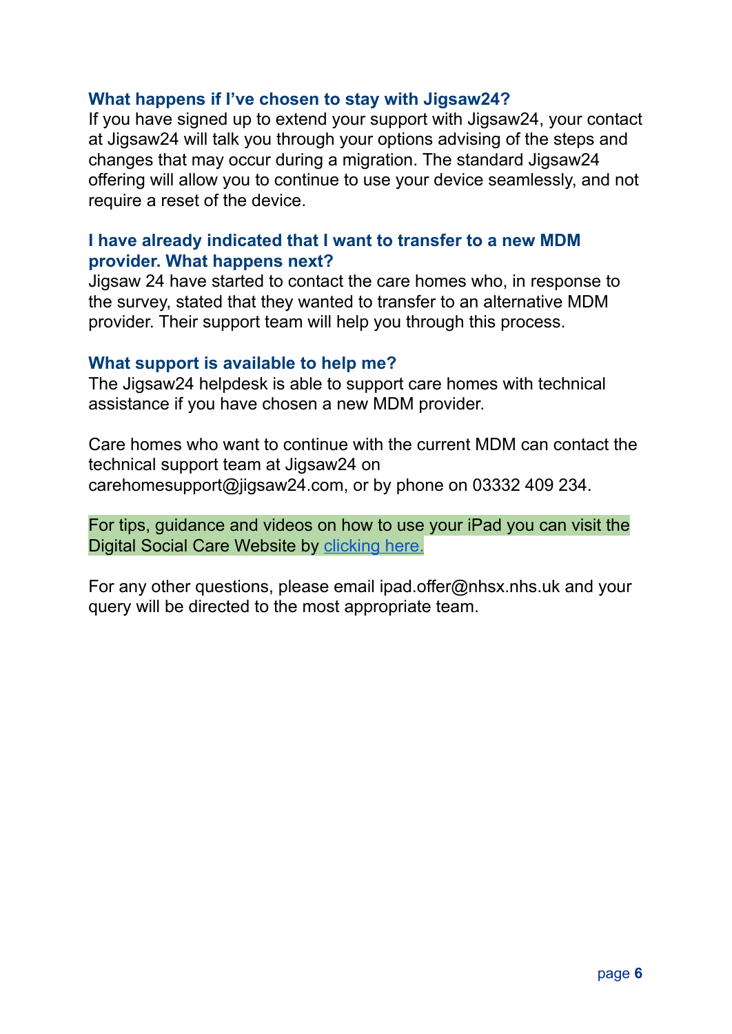### What happens if I've chosen to stay with Jigsaw24?

If you have signed up to extend your support with Jigsaw24, your contact at Jigsaw24 will talk you through your options advising of the steps and changes that may occur during a migration. The standard Jigsaw24 offering will allow you to continue to use your device seamlessly, and not require a reset of the device.

### I have already indicated that I want to transfer to a new MDM provider. What happens next?

Jigsaw 24 have started to contact the care homes who, in response to the survey, stated that they wanted to transfer to an alternative MDM provider. Their support team will help you through this process.

### What support is available to help me?

The Jigsaw24 helpdesk is able to support care homes with technical assistance if you have chosen a new MDM provider.

Care homes who want to continue with the current MDM can contact the technical support team at Jigsaw24 on carehomesupport@jigsaw24.com, or by phone on 03332 409 234.

For tips, guidance and videos on how to use your iPad you can visit the Digital Social Care Website by clicking here.

For any other questions, please email ipad.offer@nhsx.nhs.uk and your query will be directed to the most appropriate team.